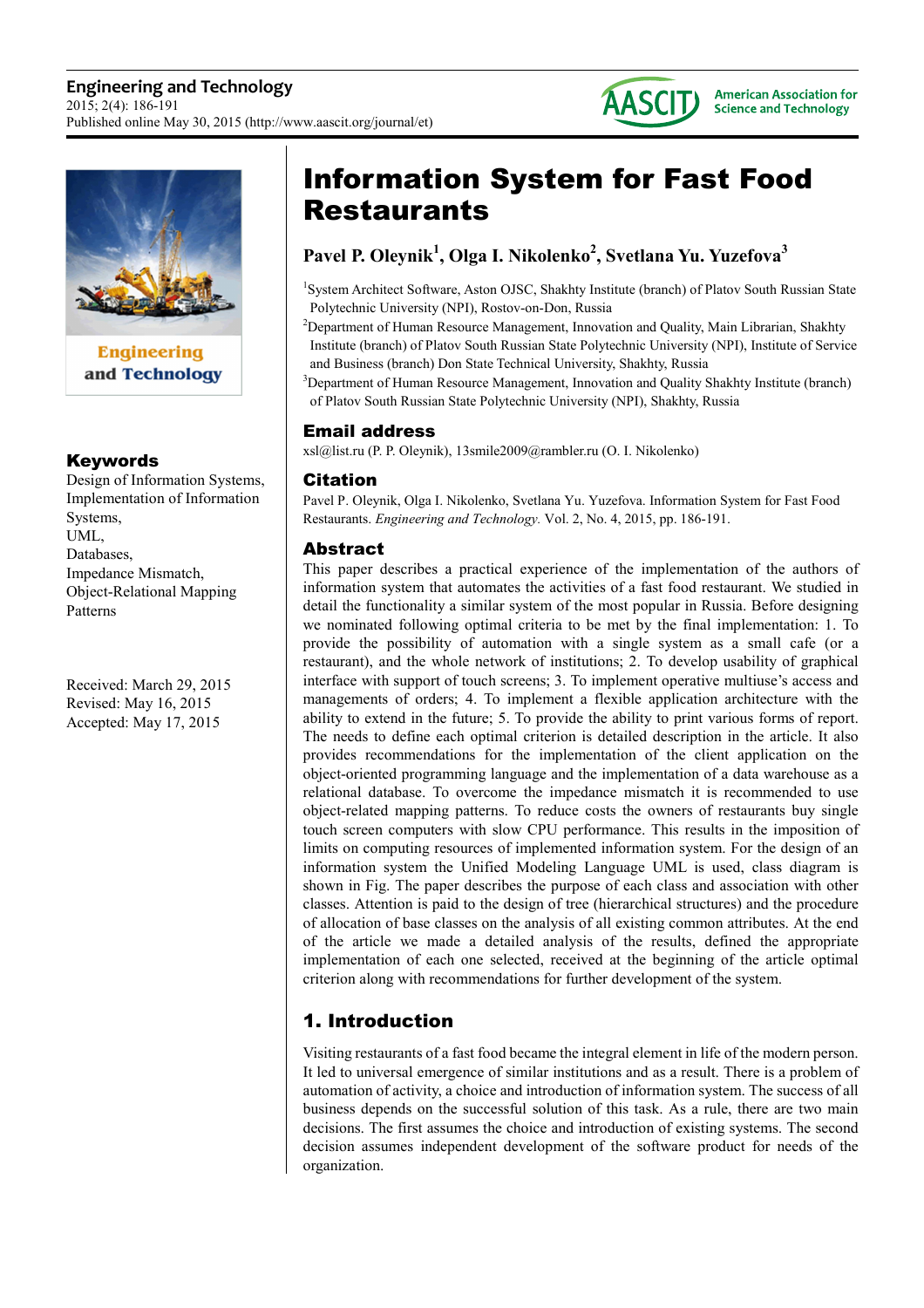# Information System for Fast Food Restaurants

**Pavel P. Oleynik[1], Olga I. Nikolenko[2], Svetlana Yu. Yuzefova[3]**

[1]System Architect Software, Aston OJSC, Shakhty Institute (branch) of Platov South Russian State Polytechnic University (NPI), Rostov-on-Don, Russia

[2]Department of Human Resource Management, Innovation and Quality, Main Librarian, Shakhty Institute (branch) of Platov South Russian State Polytechnic University (NPI), Institute of Service and Business (branch) Don State Technical University, Shakhty, Russia

[3]Department of Human Resource Management, Innovation and Quality Shakhty Institute (branch) of Platov South Russian State Polytechnic University (NPI), Shakhty, Russia

## Email address

xsl@list.ru (P. P. Oleynik), 13smile2009@rambler.ru (O. I. Nikolenko)

## Citation

Pavel P. Oleynik, Olga I. Nikolenko, Svetlana Yu. Yuzefova. Information System for Fast Food Restaurants. *Engineering and Technology.* Vol. 2, No. 4, 2015, pp. 186-191.

## Keywords

Design of Information Systems, Implementation of Information Systems, UML, Databases, Impedance Mismatch, Object-Relational Mapping Patterns

Received: March 29, 2015
Revised: May 16, 2015
Accepted: May 17, 2015

## Abstract

This paper describes a practical experience of the implementation of the authors of information system that automates the activities of a fast food restaurant. We studied in detail the functionality a similar system of the most popular in Russia. Before designing we nominated following optimal criteria to be met by the final implementation: 1. To provide the possibility of automation with a single system as a small cafe (or a restaurant), and the whole network of institutions; 2. To develop usability of graphical interface with support of touch screens; 3. To implement operative multiuse's access and managements of orders; 4. To implement a flexible application architecture with the ability to extend in the future; 5. To provide the ability to print various forms of report. The needs to define each optimal criterion is detailed description in the article. It also provides recommendations for the implementation of the client application on the object-oriented programming language and the implementation of a data warehouse as a relational database. To overcome the impedance mismatch it is recommended to use object-related mapping patterns. To reduce costs the owners of restaurants buy single touch screen computers with slow CPU performance. This results in the imposition of limits on computing resources of implemented information system. For the design of an information system the Unified Modeling Language UML is used, class diagram is shown in Fig. The paper describes the purpose of each class and association with other classes. Attention is paid to the design of tree (hierarchical structures) and the procedure of allocation of base classes on the analysis of all existing common attributes. At the end of the article we made a detailed analysis of the results, defined the appropriate implementation of each one selected, received at the beginning of the article optimal criterion along with recommendations for further development of the system.

## 1. Introduction

Visiting restaurants of a fast food became the integral element in life of the modern person. It led to universal emergence of similar institutions and as a result. There is a problem of automation of activity, a choice and introduction of information system. The success of all business depends on the successful solution of this task. As a rule, there are two main decisions. The first assumes the choice and introduction of existing systems. The second decision assumes independent development of the software product for needs of the organization.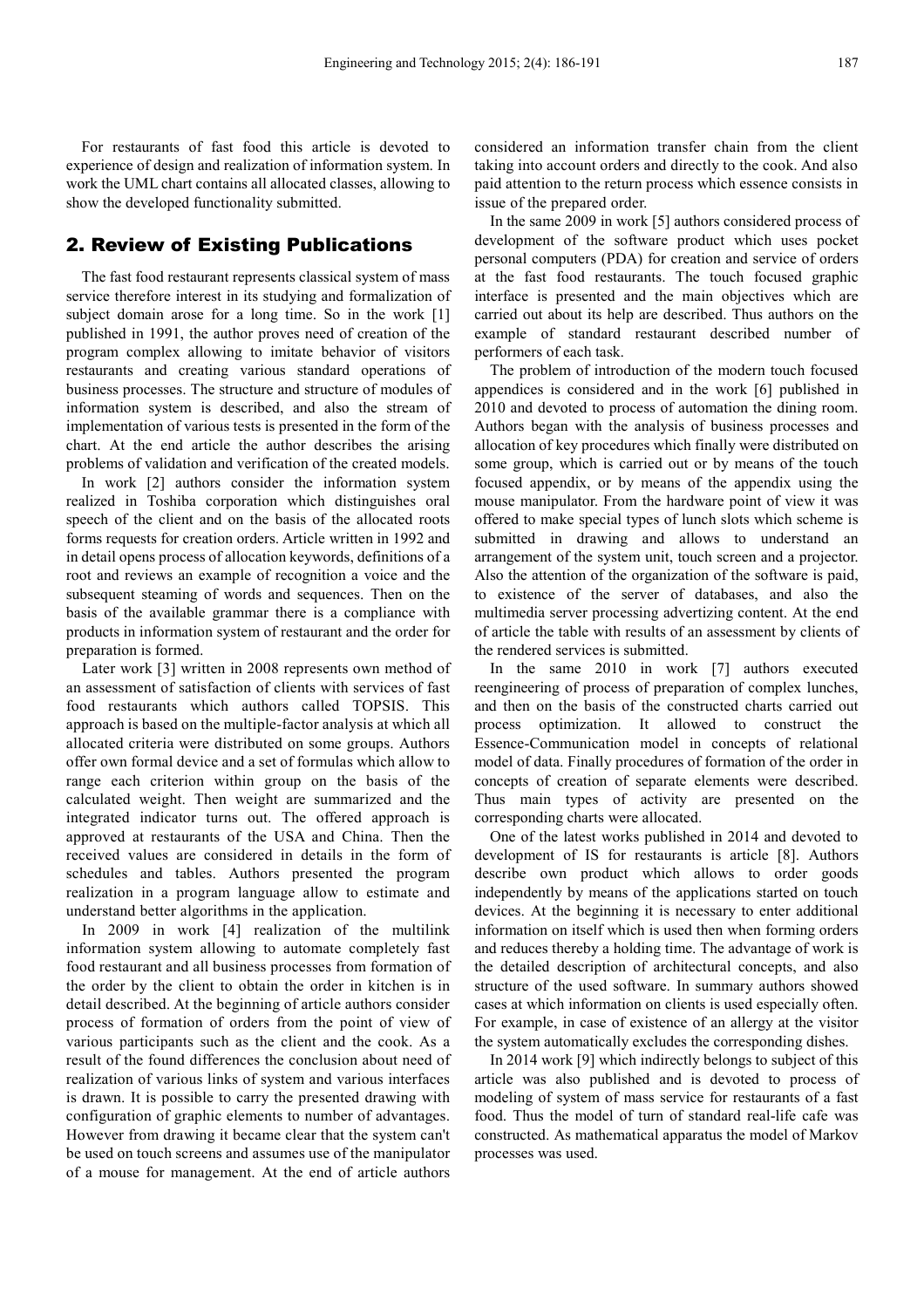For restaurants of fast food this article is devoted to experience of design and realization of information system. In work the UML chart contains all allocated classes, allowing to show the developed functionality submitted.

## 2. Review of Existing Publications

The fast food restaurant represents classical system of mass service therefore interest in its studying and formalization of subject domain arose for a long time. So in the work [1] published in 1991, the author proves need of creation of the program complex allowing to imitate behavior of visitors restaurants and creating various standard operations of business processes. The structure and structure of modules of information system is described, and also the stream of implementation of various tests is presented in the form of the chart. At the end article the author describes the arising problems of validation and verification of the created models.

In work [2] authors consider the information system realized in Toshiba corporation which distinguishes oral speech of the client and on the basis of the allocated roots forms requests for creation orders. Article written in 1992 and in detail opens process of allocation keywords, definitions of a root and reviews an example of recognition a voice and the subsequent steaming of words and sequences. Then on the basis of the available grammar there is a compliance with products in information system of restaurant and the order for preparation is formed.

Later work [3] written in 2008 represents own method of an assessment of satisfaction of clients with services of fast food restaurants which authors called TOPSIS. This approach is based on the multiple-factor analysis at which all allocated criteria were distributed on some groups. Authors offer own formal device and a set of formulas which allow to range each criterion within group on the basis of the calculated weight. Then weight are summarized and the integrated indicator turns out. The offered approach is approved at restaurants of the USA and China. Then the received values are considered in details in the form of schedules and tables. Authors presented the program realization in a program language allow to estimate and understand better algorithms in the application.

In 2009 in work [4] realization of the multilink information system allowing to automate completely fast food restaurant and all business processes from formation of the order by the client to obtain the order in kitchen is in detail described. At the beginning of article authors consider process of formation of orders from the point of view of various participants such as the client and the cook. As a result of the found differences the conclusion about need of realization of various links of system and various interfaces is drawn. It is possible to carry the presented drawing with configuration of graphic elements to number of advantages. However from drawing it became clear that the system can't be used on touch screens and assumes use of the manipulator of a mouse for management. At the end of article authors considered an information transfer chain from the client taking into account orders and directly to the cook. And also paid attention to the return process which essence consists in issue of the prepared order.

In the same 2009 in work [5] authors considered process of development of the software product which uses pocket personal computers (PDA) for creation and service of orders at the fast food restaurants. The touch focused graphic interface is presented and the main objectives which are carried out about its help are described. Thus authors on the example of standard restaurant described number of performers of each task.

The problem of introduction of the modern touch focused appendices is considered and in the work [6] published in 2010 and devoted to process of automation the dining room. Authors began with the analysis of business processes and allocation of key procedures which finally were distributed on some group, which is carried out or by means of the touch focused appendix, or by means of the appendix using the mouse manipulator. From the hardware point of view it was offered to make special types of lunch slots which scheme is submitted in drawing and allows to understand an arrangement of the system unit, touch screen and a projector. Also the attention of the organization of the software is paid, to existence of the server of databases, and also the multimedia server processing advertizing content. At the end of article the table with results of an assessment by clients of the rendered services is submitted.

In the same 2010 in work [7] authors executed reengineering of process of preparation of complex lunches, and then on the basis of the constructed charts carried out process optimization. It allowed to construct the Essence-Communication model in concepts of relational model of data. Finally procedures of formation of the order in concepts of creation of separate elements were described. Thus main types of activity are presented on the corresponding charts were allocated.

One of the latest works published in 2014 and devoted to development of IS for restaurants is article [8]. Authors describe own product which allows to order goods independently by means of the applications started on touch devices. At the beginning it is necessary to enter additional information on itself which is used then when forming orders and reduces thereby a holding time. The advantage of work is the detailed description of architectural concepts, and also structure of the used software. In summary authors showed cases at which information on clients is used especially often. For example, in case of existence of an allergy at the visitor the system automatically excludes the corresponding dishes.

In 2014 work [9] which indirectly belongs to subject of this article was also published and is devoted to process of modeling of system of mass service for restaurants of a fast food. Thus the model of turn of standard real-life cafe was constructed. As mathematical apparatus the model of Markov processes was used.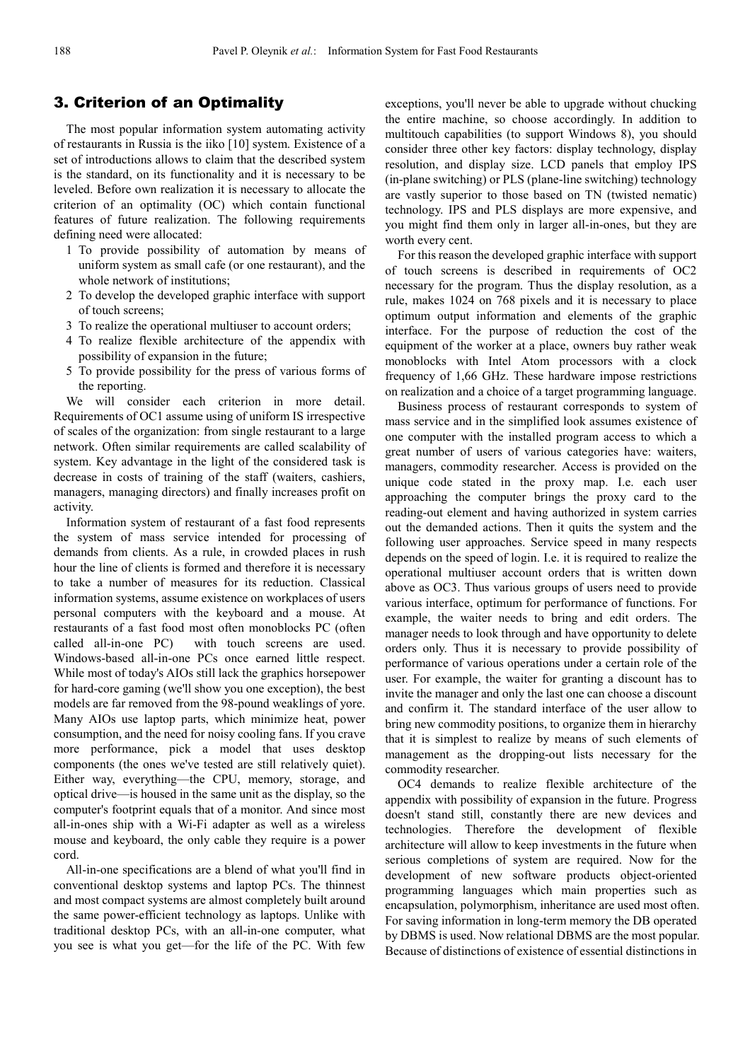## 3. Criterion of an Optimality

The most popular information system automating activity of restaurants in Russia is the iiko [10] system. Existence of a set of introductions allows to claim that the described system is the standard, on its functionality and it is necessary to be leveled. Before own realization it is necessary to allocate the criterion of an optimality (OC) which contain functional features of future realization. The following requirements defining need were allocated:

1. To provide possibility of automation by means of uniform system as small cafe (or one restaurant), and the whole network of institutions;
2. To develop the developed graphic interface with support of touch screens;
3. To realize the operational multiuser to account orders;
4. To realize flexible architecture of the appendix with possibility of expansion in the future;
5. To provide possibility for the press of various forms of the reporting.

We will consider each criterion in more detail. Requirements of OC1 assume using of uniform IS irrespective of scales of the organization: from single restaurant to a large network. Often similar requirements are called scalability of system. Key advantage in the light of the considered task is decrease in costs of training of the staff (waiters, cashiers, managers, managing directors) and finally increases profit on activity.

Information system of restaurant of a fast food represents the system of mass service intended for processing of demands from clients. As a rule, in crowded places in rush hour the line of clients is formed and therefore it is necessary to take a number of measures for its reduction. Classical information systems, assume existence on workplaces of users personal computers with the keyboard and a mouse. At restaurants of a fast food most often monoblocks PC (often called all-in-one PC) with touch screens are used. Windows-based all-in-one PCs once earned little respect. While most of today's AIOs still lack the graphics horsepower for hard-core gaming (we'll show you one exception), the best models are far removed from the 98-pound weaklings of yore. Many AIOs use laptop parts, which minimize heat, power consumption, and the need for noisy cooling fans. If you crave more performance, pick a model that uses desktop components (the ones we've tested are still relatively quiet). Either way, everything—the CPU, memory, storage, and optical drive—is housed in the same unit as the display, so the computer's footprint equals that of a monitor. And since most all-in-ones ship with a Wi-Fi adapter as well as a wireless mouse and keyboard, the only cable they require is a power cord.

All-in-one specifications are a blend of what you'll find in conventional desktop systems and laptop PCs. The thinnest and most compact systems are almost completely built around the same power-efficient technology as laptops. Unlike with traditional desktop PCs, with an all-in-one computer, what you see is what you get—for the life of the PC. With few exceptions, you'll never be able to upgrade without chucking the entire machine, so choose accordingly. In addition to multitouch capabilities (to support Windows 8), you should consider three other key factors: display technology, display resolution, and display size. LCD panels that employ IPS (in-plane switching) or PLS (plane-line switching) technology are vastly superior to those based on TN (twisted nematic) technology. IPS and PLS displays are more expensive, and you might find them only in larger all-in-ones, but they are worth every cent.

For this reason the developed graphic interface with support of touch screens is described in requirements of OC2 necessary for the program. Thus the display resolution, as a rule, makes 1024 on 768 pixels and it is necessary to place optimum output information and elements of the graphic interface. For the purpose of reduction the cost of the equipment of the worker at a place, owners buy rather weak monoblocks with Intel Atom processors with a clock frequency of 1,66 GHz. These hardware impose restrictions on realization and a choice of a target programming language.

Business process of restaurant corresponds to system of mass service and in the simplified look assumes existence of one computer with the installed program access to which a great number of users of various categories have: waiters, managers, commodity researcher. Access is provided on the unique code stated in the proxy map. I.e. each user approaching the computer brings the proxy card to the reading-out element and having authorized in system carries out the demanded actions. Then it quits the system and the following user approaches. Service speed in many respects depends on the speed of login. I.e. it is required to realize the operational multiuser account orders that is written down above as OC3. Thus various groups of users need to provide various interface, optimum for performance of functions. For example, the waiter needs to bring and edit orders. The manager needs to look through and have opportunity to delete orders only. Thus it is necessary to provide possibility of performance of various operations under a certain role of the user. For example, the waiter for granting a discount has to invite the manager and only the last one can choose a discount and confirm it. The standard interface of the user allow to bring new commodity positions, to organize them in hierarchy that it is simplest to realize by means of such elements of management as the dropping-out lists necessary for the commodity researcher.

OC4 demands to realize flexible architecture of the appendix with possibility of expansion in the future. Progress doesn't stand still, constantly there are new devices and technologies. Therefore the development of flexible architecture will allow to keep investments in the future when serious completions of system are required. Now for the development of new software products object-oriented programming languages which main properties such as encapsulation, polymorphism, inheritance are used most often. For saving information in long-term memory the DB operated by DBMS is used. Now relational DBMS are the most popular. Because of distinctions of existence of essential distinctions in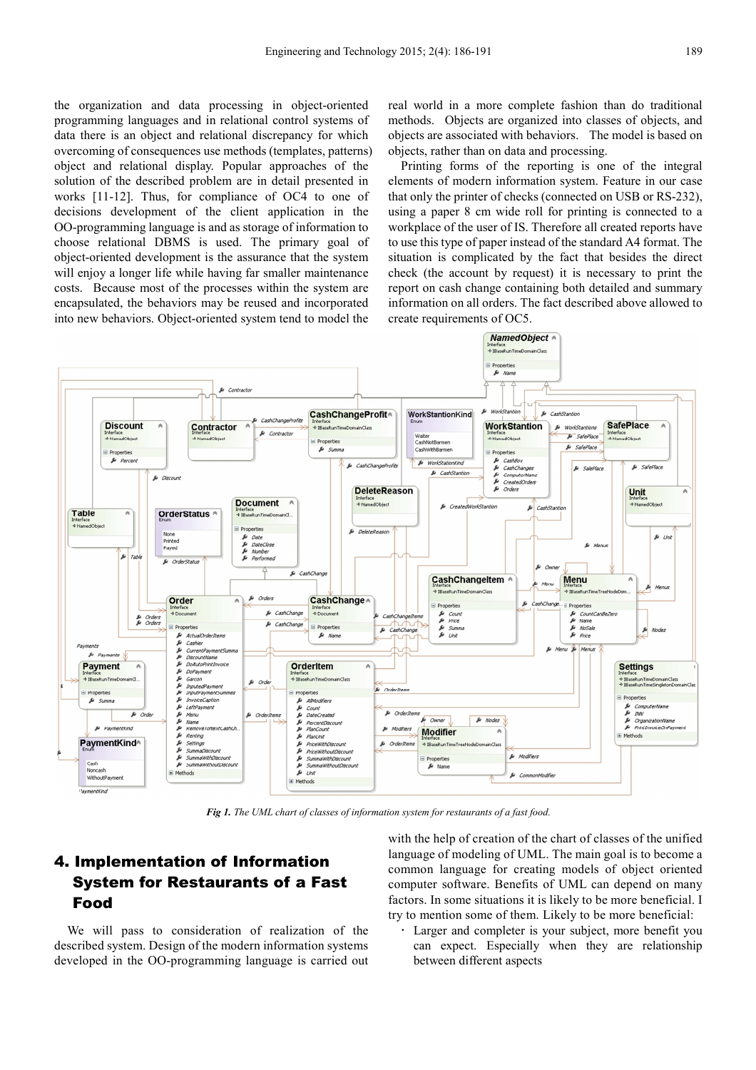the organization and data processing in object-oriented programming languages and in relational control systems of data there is an object and relational discrepancy for which overcoming of consequences use methods (templates, patterns) object and relational display. Popular approaches of the solution of the described problem are in detail presented in works [11-12]. Thus, for compliance of OC4 to one of decisions development of the client application in the OO-programming language is and as storage of information to choose relational DBMS is used. The primary goal of object-oriented development is the assurance that the system will enjoy a longer life while having far smaller maintenance costs. Because most of the processes within the system are encapsulated, the behaviors may be reused and incorporated into new behaviors. Object-oriented system tend to model the real world in a more complete fashion than do traditional methods. Objects are organized into classes of objects, and objects are associated with behaviors. The model is based on objects, rather than on data and processing.

Printing forms of the reporting is one of the integral elements of modern information system. Feature in our case that only the printer of checks (connected on USB or RS-232), using a paper 8 cm wide roll for printing is connected to a workplace of the user of IS. Therefore all created reports have to use this type of paper instead of the standard A4 format. The situation is complicated by the fact that besides the direct check (the account by request) it is necessary to print the report on cash change containing both detailed and summary information on all orders. The fact described above allowed to create requirements of OC5.

***Fig 1.*** *The UML chart of classes of information system for restaurants of a fast food.*

## 4. Implementation of Information System for Restaurants of a Fast Food

We will pass to consideration of realization of the described system. Design of the modern information systems developed in the OO-programming language is carried out with the help of creation of the chart of classes of the unified language of modeling of UML. The main goal is to become a common language for creating models of object oriented computer software. Benefits of UML can depend on many factors. In some situations it is likely to be more beneficial. I try to mention some of them. Likely to be more beneficial:

- Larger and completer is your subject, more benefit you can expect. Especially when they are relationship between different aspects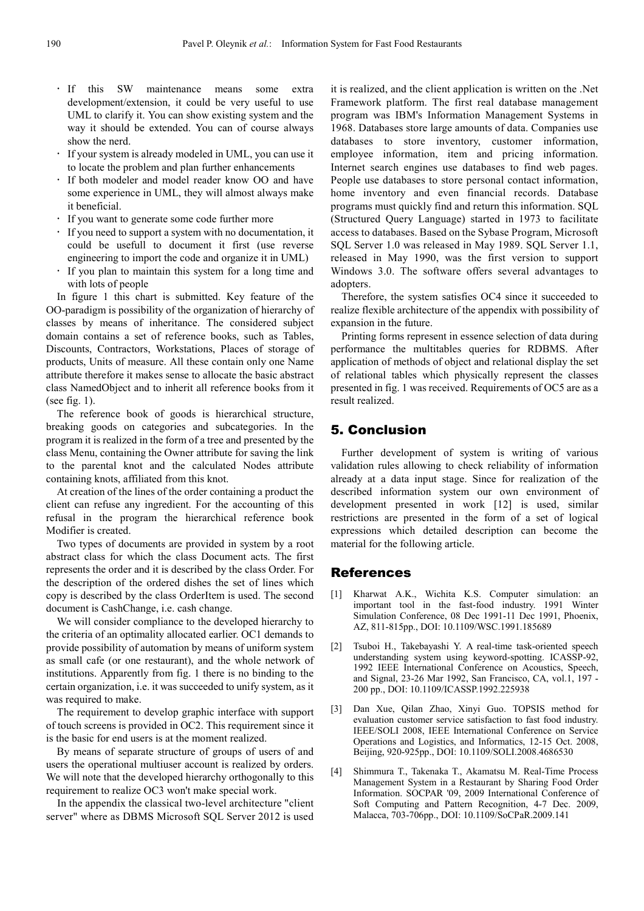- If this SW maintenance means some extra development/extension, it could be very useful to use UML to clarify it. You can show existing system and the way it should be extended. You can of course always show the nerd.
- If your system is already modeled in UML, you can use it to locate the problem and plan further enhancements
- If both modeler and model reader know OO and have some experience in UML, they will almost always make it beneficial.
- If you want to generate some code further more
- If you need to support a system with no documentation, it could be usefull to document it first (use reverse engineering to import the code and organize it in UML)
- If you plan to maintain this system for a long time and with lots of people

In figure 1 this chart is submitted. Key feature of the OO-paradigm is possibility of the organization of hierarchy of classes by means of inheritance. The considered subject domain contains a set of reference books, such as Tables, Discounts, Contractors, Workstations, Places of storage of products, Units of measure. All these contain only one Name attribute therefore it makes sense to allocate the basic abstract class NamedObject and to inherit all reference books from it (see fig. 1).

The reference book of goods is hierarchical structure, breaking goods on categories and subcategories. In the program it is realized in the form of a tree and presented by the class Menu, containing the Owner attribute for saving the link to the parental knot and the calculated Nodes attribute containing knots, affiliated from this knot.

At creation of the lines of the order containing a product the client can refuse any ingredient. For the accounting of this refusal in the program the hierarchical reference book Modifier is created.

Two types of documents are provided in system by a root abstract class for which the class Document acts. The first represents the order and it is described by the class Order. For the description of the ordered dishes the set of lines which copy is described by the class OrderItem is used. The second document is CashChange, i.e. cash change.

We will consider compliance to the developed hierarchy to the criteria of an optimality allocated earlier. OC1 demands to provide possibility of automation by means of uniform system as small cafe (or one restaurant), and the whole network of institutions. Apparently from fig. 1 there is no binding to the certain organization, i.e. it was succeeded to unify system, as it was required to make.

The requirement to develop graphic interface with support of touch screens is provided in OC2. This requirement since it is the basic for end users is at the moment realized.

By means of separate structure of groups of users of and users the operational multiuser account is realized by orders. We will note that the developed hierarchy orthogonally to this requirement to realize OC3 won't make special work.

In the appendix the classical two-level architecture "client server" where as DBMS Microsoft SQL Server 2012 is used it is realized, and the client application is written on the .Net Framework platform. The first real database management program was IBM's Information Management Systems in 1968. Databases store large amounts of data. Companies use databases to store inventory, customer information, employee information, item and pricing information. Internet search engines use databases to find web pages. People use databases to store personal contact information, home inventory and even financial records. Database programs must quickly find and return this information. SQL (Structured Query Language) started in 1973 to facilitate access to databases. Based on the Sybase Program, Microsoft SQL Server 1.0 was released in May 1989. SQL Server 1.1, released in May 1990, was the first version to support Windows 3.0. The software offers several advantages to adopters.

Therefore, the system satisfies OC4 since it succeeded to realize flexible architecture of the appendix with possibility of expansion in the future.

Printing forms represent in essence selection of data during performance the multitables queries for RDBMS. After application of methods of object and relational display the set of relational tables which physically represent the classes presented in fig. 1 was received. Requirements of OC5 are as a result realized.

## 5. Conclusion

Further development of system is writing of various validation rules allowing to check reliability of information already at a data input stage. Since for realization of the described information system our own environment of development presented in work [12] is used, similar restrictions are presented in the form of a set of logical expressions which detailed description can become the material for the following article.

## References

[1] Kharwat A.K., Wichita K.S. Computer simulation: an important tool in the fast-food industry. 1991 Winter Simulation Conference, 08 Dec 1991-11 Dec 1991, Phoenix, AZ, 811-815pp., DOI: 10.1109/WSC.1991.185689

[2] Tsuboi H., Takebayashi Y. A real-time task-oriented speech understanding system using keyword-spotting. ICASSP-92, 1992 IEEE International Conference on Acoustics, Speech, and Signal, 23-26 Mar 1992, San Francisco, CA, vol.1, 197 - 200 pp., DOI: 10.1109/ICASSP.1992.225938

[3] Dan Xue, Qilan Zhao, Xinyi Guo. TOPSIS method for evaluation customer service satisfaction to fast food industry. IEEE/SOLI 2008, IEEE International Conference on Service Operations and Logistics, and Informatics, 12-15 Oct. 2008, Beijing, 920-925pp., DOI: 10.1109/SOLI.2008.4686530

[4] Shimmura T., Takenaka T., Akamatsu M. Real-Time Process Management System in a Restaurant by Sharing Food Order Information. SOCPAR '09, 2009 International Conference of Soft Computing and Pattern Recognition, 4-7 Dec. 2009, Malacca, 703-706pp., DOI: 10.1109/SoCPaR.2009.141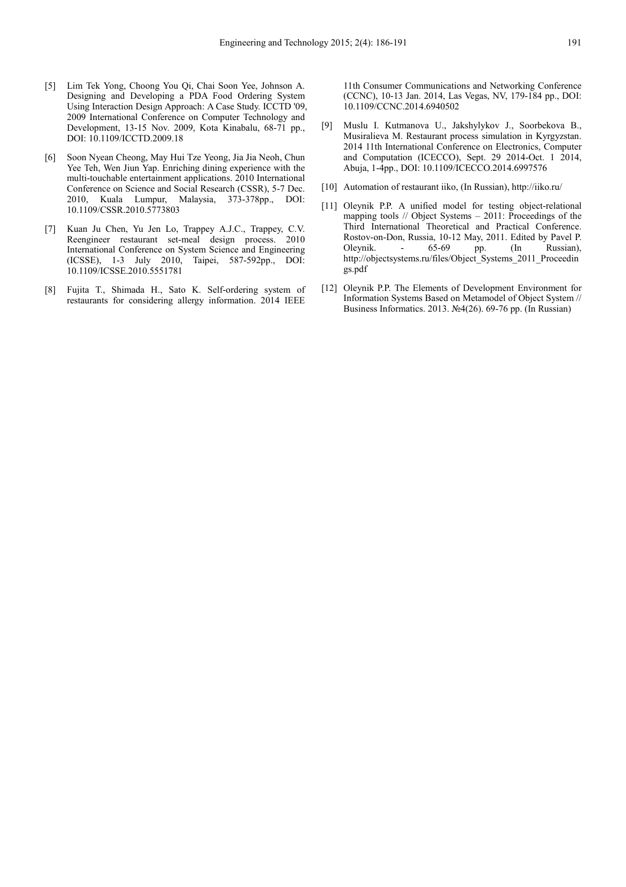[5] Lim Tek Yong, Choong You Qi, Chai Soon Yee, Johnson A. Designing and Developing a PDA Food Ordering System Using Interaction Design Approach: A Case Study. ICCTD '09, 2009 International Conference on Computer Technology and Development, 13-15 Nov. 2009, Kota Kinabalu, 68-71 pp., DOI: 10.1109/ICCTD.2009.18

[6] Soon Nyean Cheong, May Hui Tze Yeong, Jia Jia Neoh, Chun Yee Teh, Wen Jiun Yap. Enriching dining experience with the multi-touchable entertainment applications. 2010 International Conference on Science and Social Research (CSSR), 5-7 Dec. 2010, Kuala Lumpur, Malaysia, 373-378pp., DOI: 10.1109/CSSR.2010.5773803

[7] Kuan Ju Chen, Yu Jen Lo, Trappey A.J.C., Trappey, C.V. Reengineer restaurant set-meal design process. 2010 International Conference on System Science and Engineering (ICSSE), 1-3 July 2010, Taipei, 587-592pp., DOI: 10.1109/ICSSE.2010.5551781

[8] Fujita T., Shimada H., Sato K. Self-ordering system of restaurants for considering allergy information. 2014 IEEE 11th Consumer Communications and Networking Conference (CCNC), 10-13 Jan. 2014, Las Vegas, NV, 179-184 pp., DOI: 10.1109/CCNC.2014.6940502

[9] Muslu I. Kutmanova U., Jakshylykov J., Soorbekova B., Musiralieva M. Restaurant process simulation in Kyrgyzstan. 2014 11th International Conference on Electronics, Computer and Computation (ICECCO), Sept. 29 2014-Oct. 1 2014, Abuja, 1-4pp., DOI: 10.1109/ICECCO.2014.6997576

[10] Automation of restaurant iiko, (In Russian), http://iiko.ru/

[11] Oleynik P.P. A unified model for testing object-relational mapping tools // Object Systems – 2011: Proceedings of the Third International Theoretical and Practical Conference. Rostov-on-Don, Russia, 10-12 May, 2011. Edited by Pavel P. Oleynik. - 65-69 pp. (In Russian), http://objectsystems.ru/files/Object_Systems_2011_Proceedings.pdf

[12] Oleynik P.P. The Elements of Development Environment for Information Systems Based on Metamodel of Object System // Business Informatics. 2013. №4(26). 69-76 pp. (In Russian)